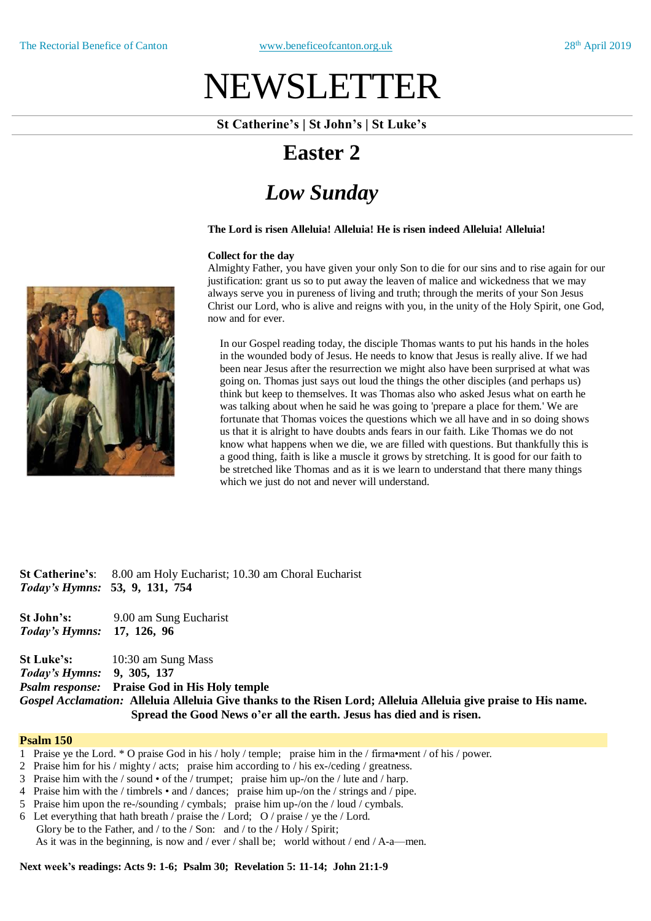# NEWSLETTER

**St Catherine's | St John's | St Luke's**

## Easter 2

## *Low Sunday*

**The Lord is risen Alleluia! Alleluia! He is risen indeed Alleluia! Alleluia!**

**Collect for the day**

Almighty Father, you have given your only Son to die for our sins and to rise again for our justification: grant us so to put away the leaven of malice and wickedness that we may always serve you in pureness of living and truth; through the merits of your Son Jesus Christ our Lord, who is alive and reigns with you, in the unity of the Holy Spirit, one God, now and for ever.

In our Gospel reading today, the disciple Thomas wants to put his hands in the holes in the wounded body of Jesus. He needs to know that Jesus is really alive. If we had been near Jesus after the resurrection we might also have been surprised at what was going on. Thomas just says out loud the things the other disciples (and perhaps us) think but keep to themselves. It was Thomas also who asked Jesus what on earth he was talking about when he said he was going to 'prepare a place for them.' We are fortunate that Thomas voices the questions which we all have and in so doing shows us that it is alright to have doubts ands fears in our faith. Like Thomas we do not know what happens when we die, we are filled with questions. But thankfully this is a good thing, faith is like a muscle it grows by stretching. It is good for our faith to be stretched like Thomas and as it is we learn to understand that there many things which we just do not and never will understand.

**St Catherine's**: 8.00 am Holy Eucharist; 10.30 am Choral Eucharist
***Today's Hymns:*** **53, 9, 131, 754**

**St John's:** 9.00 am Sung Eucharist
***Today's Hymns:*** **17, 126, 96**

**St Luke's:** 10:30 am Sung Mass
***Today's Hymns:*** **9, 305, 137**
***Psalm response:*** **Praise God in His Holy temple**
***Gospel Acclamation:*** **Alleluia Alleluia Give thanks to the Risen Lord; Alleluia Alleluia give praise to His name. Spread the Good News o'er all the earth. Jesus has died and is risen.**

**Psalm 150**

1 Praise ye the Lord. * O praise God in his / holy / temple; praise him in the / firma•ment / of his / power.
2 Praise him for his / mighty / acts; praise him according to / his ex-/ceding / greatness.
3 Praise him with the / sound • of the / trumpet; praise him up-/on the / lute and / harp.
4 Praise him with the / timbrels • and / dances; praise him up-/on the / strings and / pipe.
5 Praise him upon the re-/sounding / cymbals; praise him up-/on the / loud / cymbals.
6 Let everything that hath breath / praise the / Lord; O / praise / ye the / Lord.
Glory be to the Father, and / to the / Son: and / to the / Holy / Spirit;
As it was in the beginning, is now and / ever / shall be; world without / end / A-a—men.

**Next week's readings: Acts 9: 1-6; Psalm 30; Revelation 5: 11-14; John 21:1-9**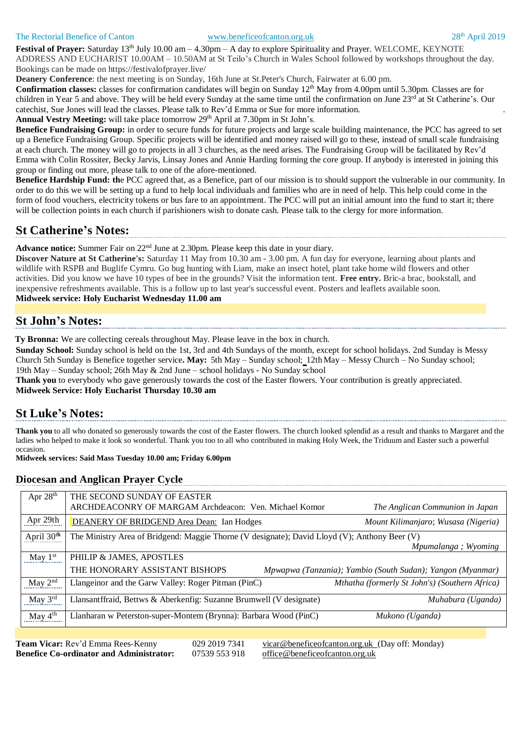**Festival of Prayer:** Saturday 13th July 10.00 am – 4.30pm – A day to explore Spirituality and Prayer. WELCOME, KEYNOTE ADDRESS AND EUCHARIST 10.00AM – 10.50AM at St Teilo's Church in Wales School followed by workshops throughout the day. Bookings can be made on https://festivalofprayer.live/

**Deanery Conference**: the next meeting is on Sunday, 16th June at St.Peter's Church, Fairwater at 6.00 pm.

**Confirmation classes:** classes for confirmation candidates will begin on Sunday 12th May from 4.00pm until 5.30pm. Classes are for children in Year 5 and above. They will be held every Sunday at the same time until the confirmation on June 23rd at St Catherine's. Our catechist, Sue Jones will lead the classes. Please talk to Rev'd Emma or Sue for more information.

**Annual Vestry Meeting:** will take place tomorrow 29th April at 7.30pm in St John's.

**Benefice Fundraising Group:** in order to secure funds for future projects and large scale building maintenance, the PCC has agreed to set up a Benefice Fundraising Group. Specific projects will be identified and money raised will go to these, instead of small scale fundraising at each church. The money will go to projects in all 3 churches, as the need arises. The Fundraising Group will be facilitated by Rev'd Emma with Colin Rossiter, Becky Jarvis, Linsay Jones and Annie Harding forming the core group. If anybody is interested in joining this group or finding out more, please talk to one of the afore-mentioned.

**Benefice Hardship Fund: th**e PCC agreed that, as a Benefice, part of our mission is to should support the vulnerable in our community. In order to do this we will be setting up a fund to help local individuals and families who are in need of help. This help could come in the form of food vouchers, electricity tokens or bus fare to an appointment. The PCC will put an initial amount into the fund to start it; there will be collection points in each church if parishioners wish to donate cash. Please talk to the clergy for more information.

## St Catherine's Notes:

**Advance notice:** Summer Fair on 22nd June at 2.30pm. Please keep this date in your diary.

**Discover Nature at St Catherine's:** Saturday 11 May from 10.30 am - 3.00 pm. A fun day for everyone, learning about plants and wildlife with RSPB and Buglife Cymru. Go bug hunting with Liam, make an insect hotel, plant take home wild flowers and other activities. Did you know we have 10 types of bee in the grounds? Visit the information tent. **Free entry.** Bric-a brac, bookstall, and inexpensive refreshments available. This is a follow up to last year's successful event. Posters and leaflets available soon.

**Midweek service: Holy Eucharist Wednesday 11.00 am**

## St John's Notes:

**Ty Bronna:** We are collecting cereals throughout May. Please leave in the box in church.

**Sunday School:** Sunday school is held on the 1st, 3rd and 4th Sundays of the month, except for school holidays. 2nd Sunday is Messy Church 5th Sunday is Benefice together service**. May:** 5th May – Sunday school; 12th May – Messy Church – No Sunday school; 19th May – Sunday school; 26th May & 2nd June – school holidays - No Sunday school

**Thank you** to everybody who gave generously towards the cost of the Easter flowers. Your contribution is greatly appreciated.

**Midweek Service: Holy Eucharist Thursday 10.30 am**

## St Luke's Notes:

**Thank you** to all who donated so generously towards the cost of the Easter flowers. The church looked splendid as a result and thanks to Margaret and the ladies who helped to make it look so wonderful. Thank you too to all who contributed in making Holy Week, the Triduum and Easter such a powerful occasion.

**Midweek services: Said Mass Tuesday 10.00 am; Friday 6.00pm**

### Diocesan and Anglican Prayer Cycle

| | | |
|---|---|---|
| Apr 28th | THE SECOND SUNDAY OF EASTER<br>ARCHDEACONRY OF MARGAM Archdeacon: Ven. Michael Komor | *The Anglican Communion in Japan* |
| Apr 29th | DEANERY OF BRIDGEND Area Dean: Ian Hodges | *Mount Kilimanjaro; Wusasa (Nigeria)* |
| April 30th | The Ministry Area of Bridgend: Maggie Thorne (V designate); David Lloyd (V); Anthony Beer (V) | *Mpumalanga ; Wyoming* |
| May 1st | PHILIP & JAMES, APOSTLES<br>THE HONORARY ASSISTANT BISHOPS | *Mpwapwa (Tanzania); Yambio (South Sudan); Yangon (Myanmar)* |
| May 2nd | Llangeinor and the Garw Valley: Roger Pitman (PinC) | *Mthatha (formerly St John's) (Southern Africa)* |
| May 3rd | Llansantffraid, Bettws & Aberkenfig: Suzanne Brumwell (V designate) | *Muhabura (Uganda)* |
| May 4th | Llanharan w Peterston-super-Montem (Brynna): Barbara Wood (PinC) | *Mukono (Uganda)* |

**Team Vicar:** Rev'd Emma Rees-Kenny 029 2019 7341 vicar@beneficeofcanton.org.uk (Day off: Monday)

**Benefice Co-ordinator and Administrator:** 07539 553 918 office@beneficeofcanton.org.uk